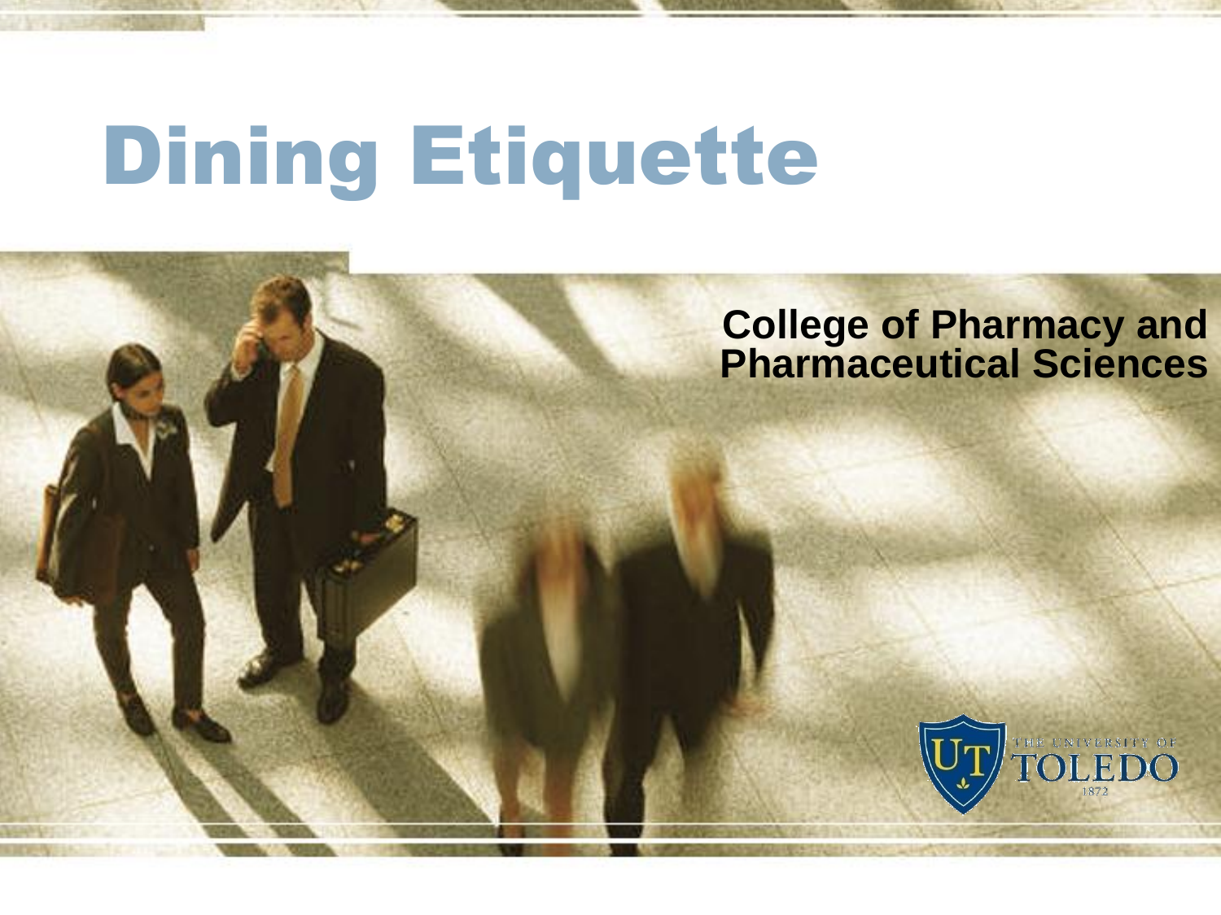# Dining Etiquette

**College of Pharmacy and Pharmaceutical Sciences**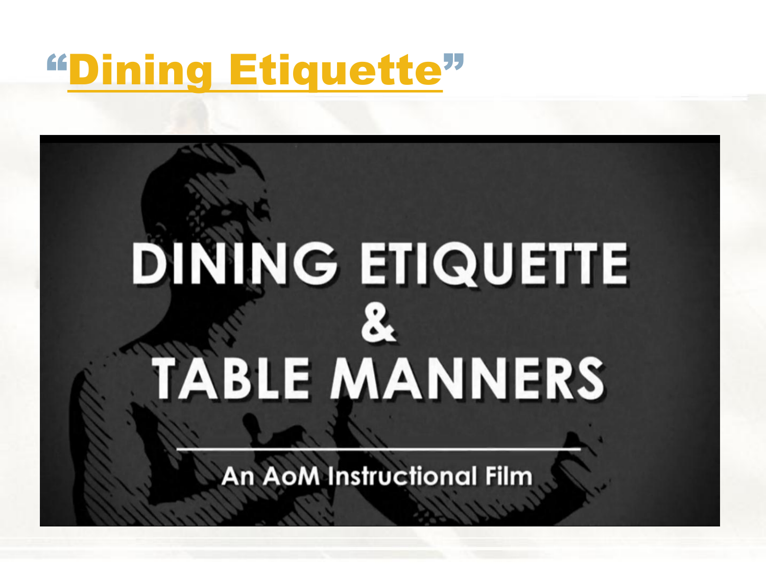# "Dining Etiquette"

DINING ETIQUETTE & TABLE MANNERS

An AoM Instructional Film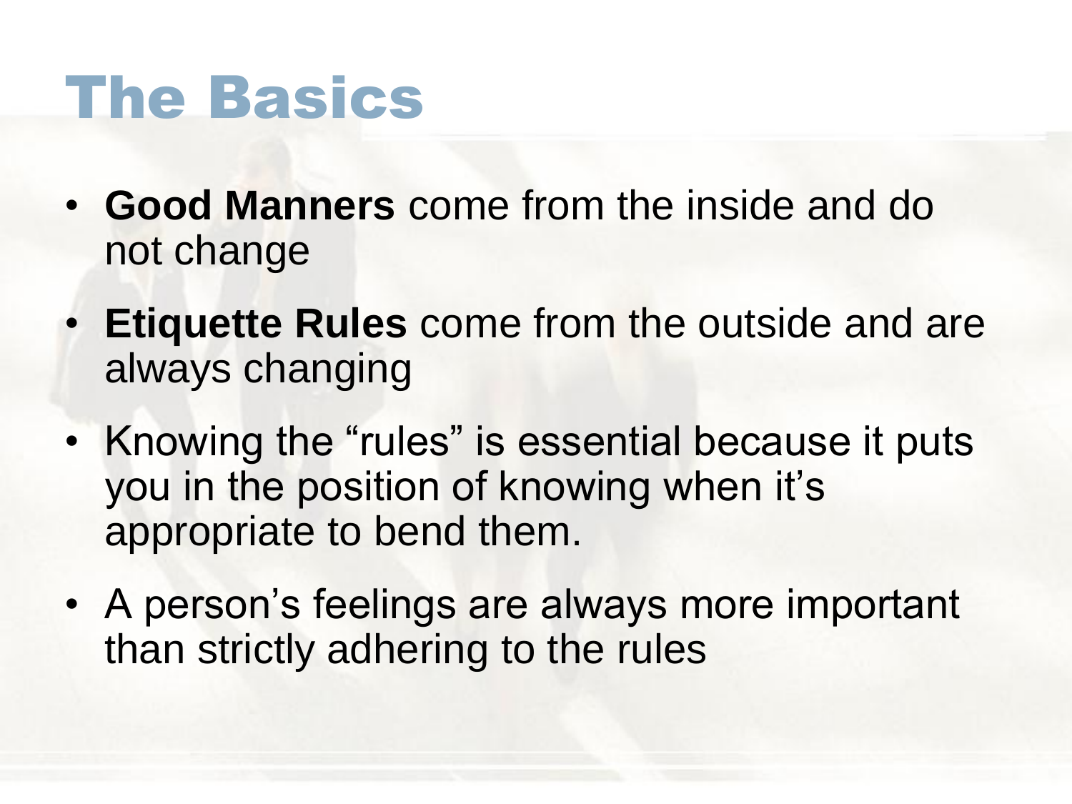# The Basics

- **Good Manners** come from the inside and do not change
- **Etiquette Rules** come from the outside and are always changing
- Knowing the "rules" is essential because it puts you in the position of knowing when it's appropriate to bend them.
- A person's feelings are always more important than strictly adhering to the rules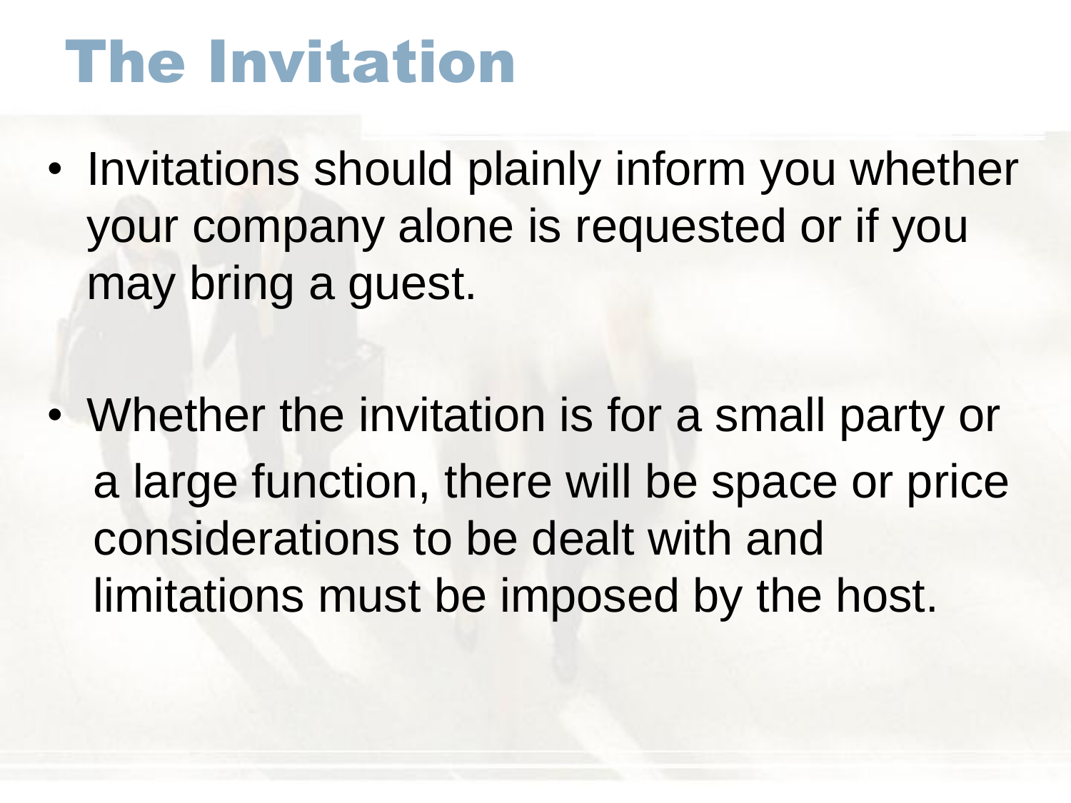# The Invitation

- Invitations should plainly inform you whether your company alone is requested or if you may bring a guest.
- Whether the invitation is for a small party or a large function, there will be space or price considerations to be dealt with and limitations must be imposed by the host.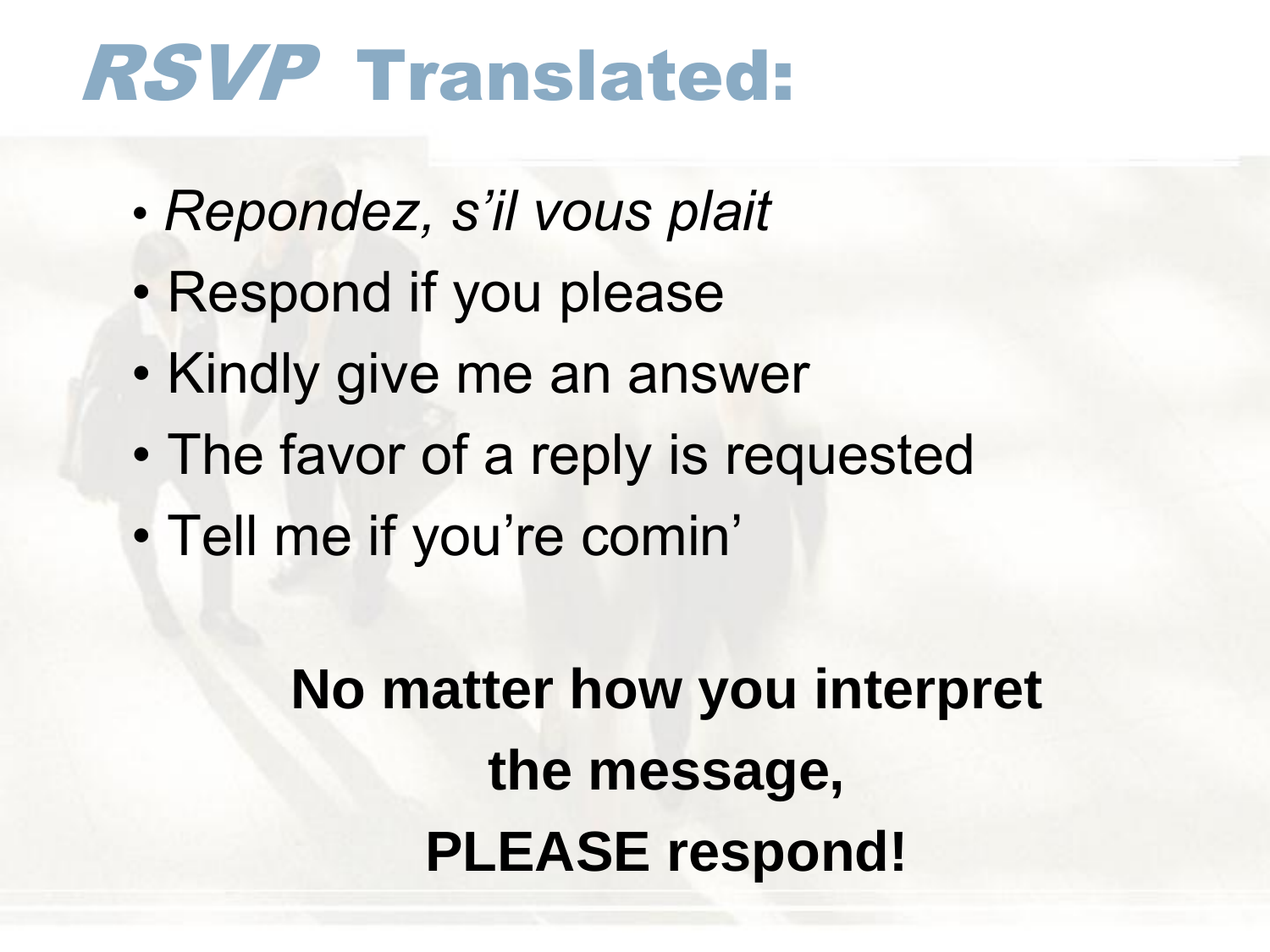# *RSVP* Translated:

- *Repondez, s'il vous plait*
- Respond if you please
- Kindly give me an answer
- The favor of a reply is requested
- Tell me if you're comin'

**No matter how you interpret the message, PLEASE respond!**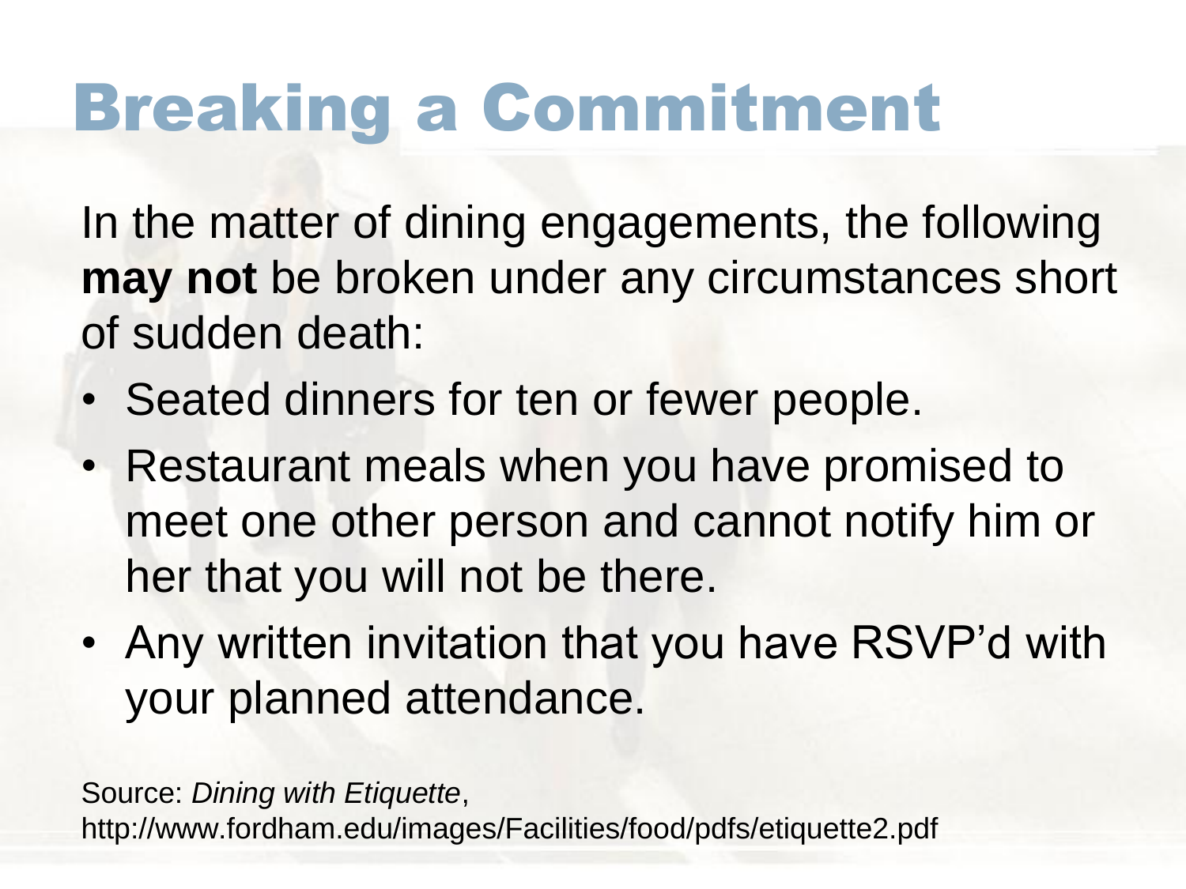# Breaking a Commitment

In the matter of dining engagements, the following **may not** be broken under any circumstances short of sudden death:

- Seated dinners for ten or fewer people.
- Restaurant meals when you have promised to meet one other person and cannot notify him or her that you will not be there.
- Any written invitation that you have RSVP'd with your planned attendance.

Source: *Dining with Etiquette*, http://www.fordham.edu/images/Facilities/food/pdfs/etiquette2.pdf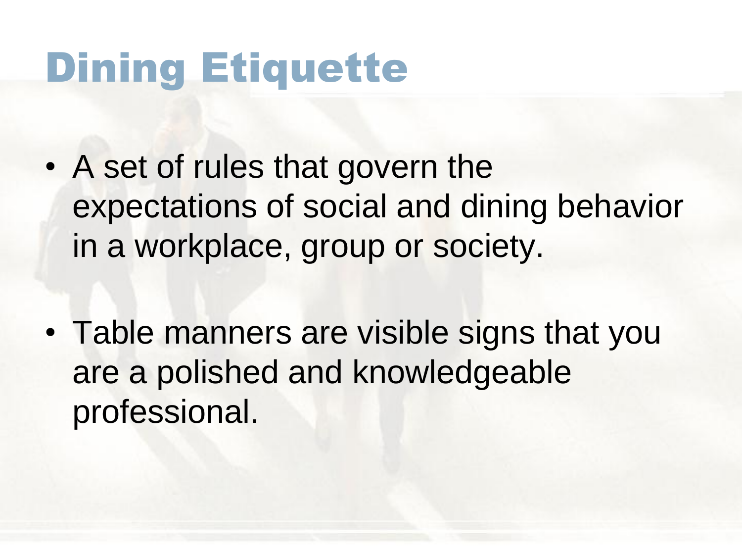# Dining Etiquette

- A set of rules that govern the expectations of social and dining behavior in a workplace, group or society.

- Table manners are visible signs that you are a polished and knowledgeable professional.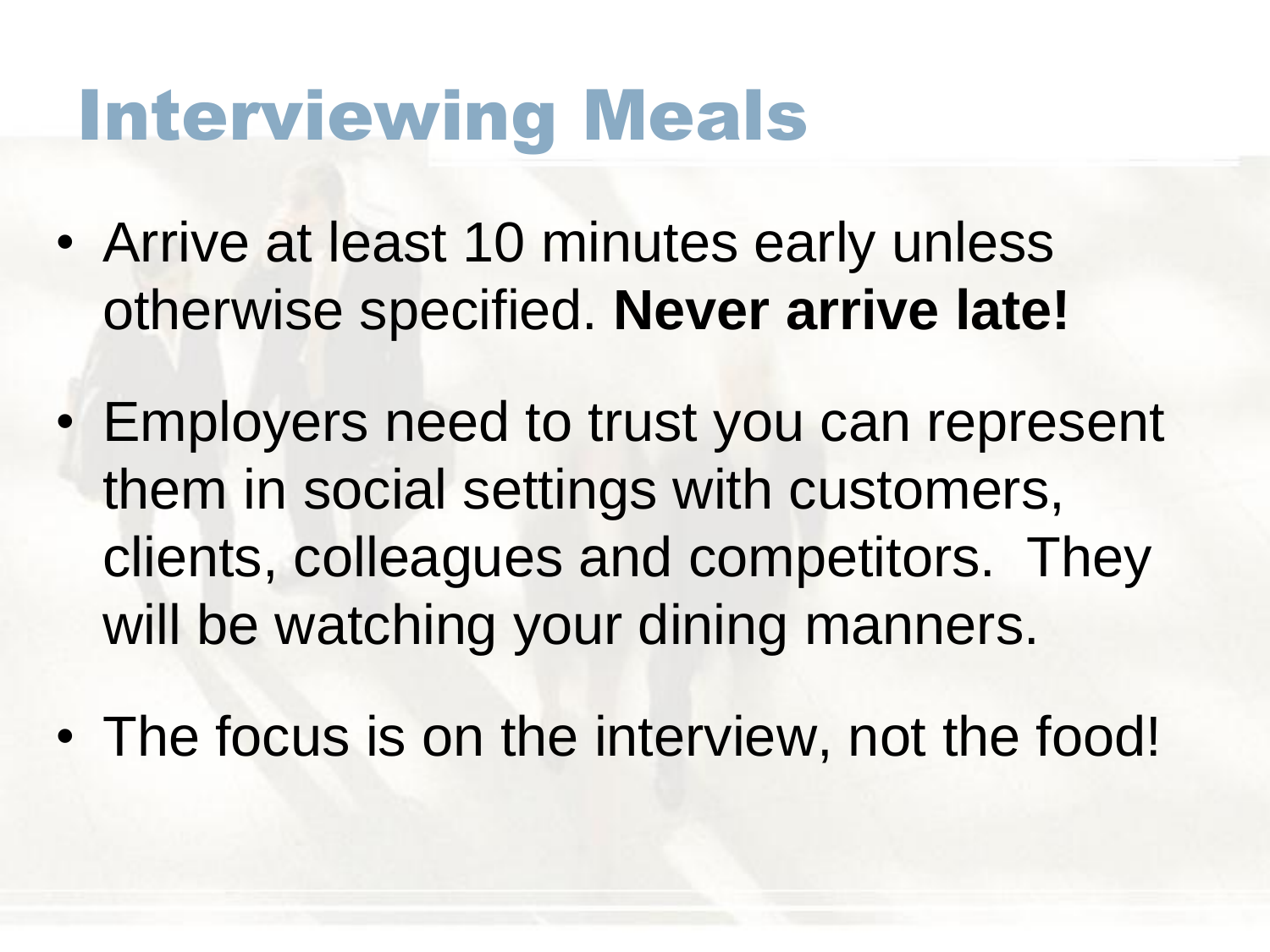# Interviewing Meals

- Arrive at least 10 minutes early unless otherwise specified. **Never arrive late!**
- Employers need to trust you can represent them in social settings with customers, clients, colleagues and competitors. They will be watching your dining manners.
- The focus is on the interview, not the food!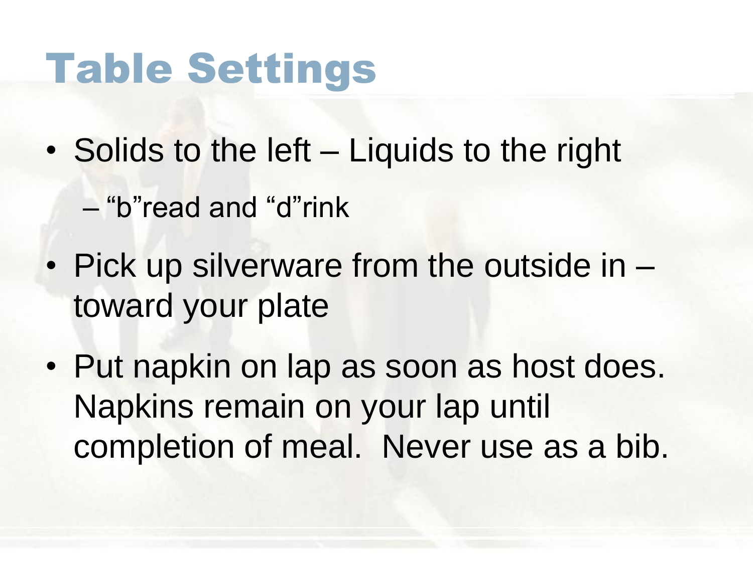# Table Settings

- Solids to the left – Liquids to the right
  - “b”read and “d”rink
- Pick up silverware from the outside in – toward your plate
- Put napkin on lap as soon as host does. Napkins remain on your lap until completion of meal. Never use as a bib.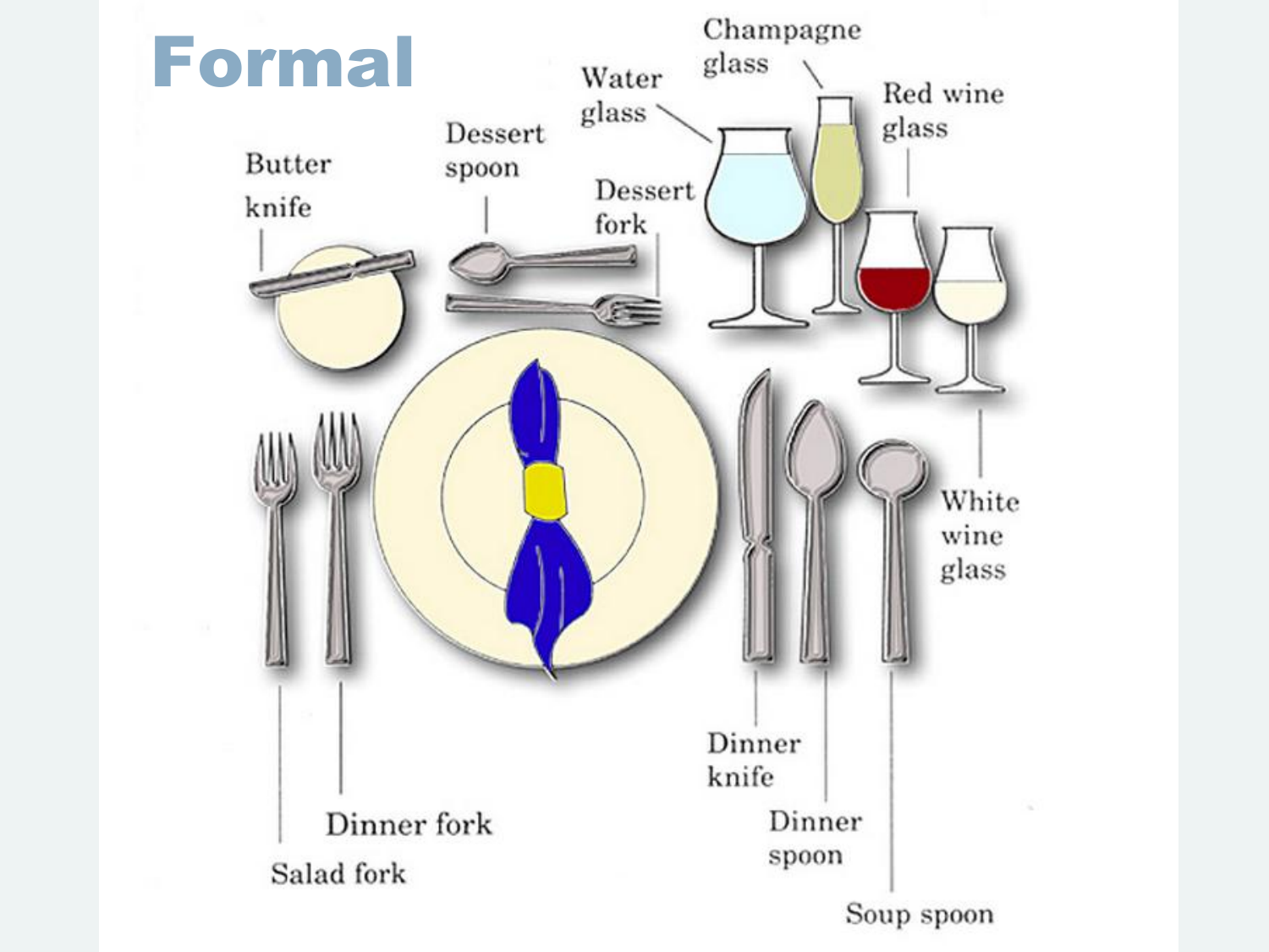# Formal

Butter knife

Dessert spoon

Dessert fork

Water glass

Champagne glass

Red wine glass

White wine glass

Salad fork

Dinner fork

Dinner knife

Dinner spoon

Soup spoon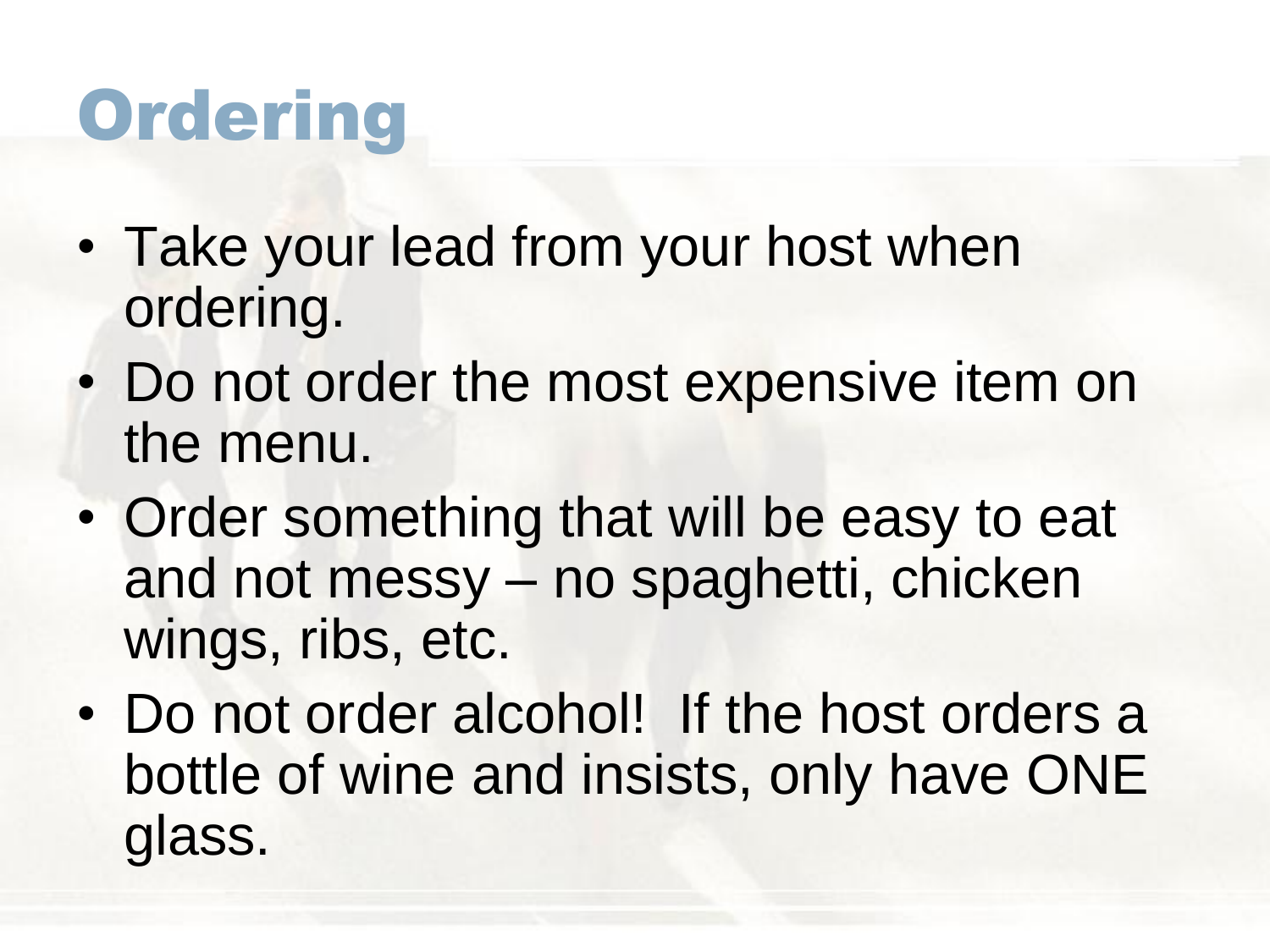# Ordering

- Take your lead from your host when ordering.
- Do not order the most expensive item on the menu.
- Order something that will be easy to eat and not messy – no spaghetti, chicken wings, ribs, etc.
- Do not order alcohol!  If the host orders a bottle of wine and insists, only have ONE glass.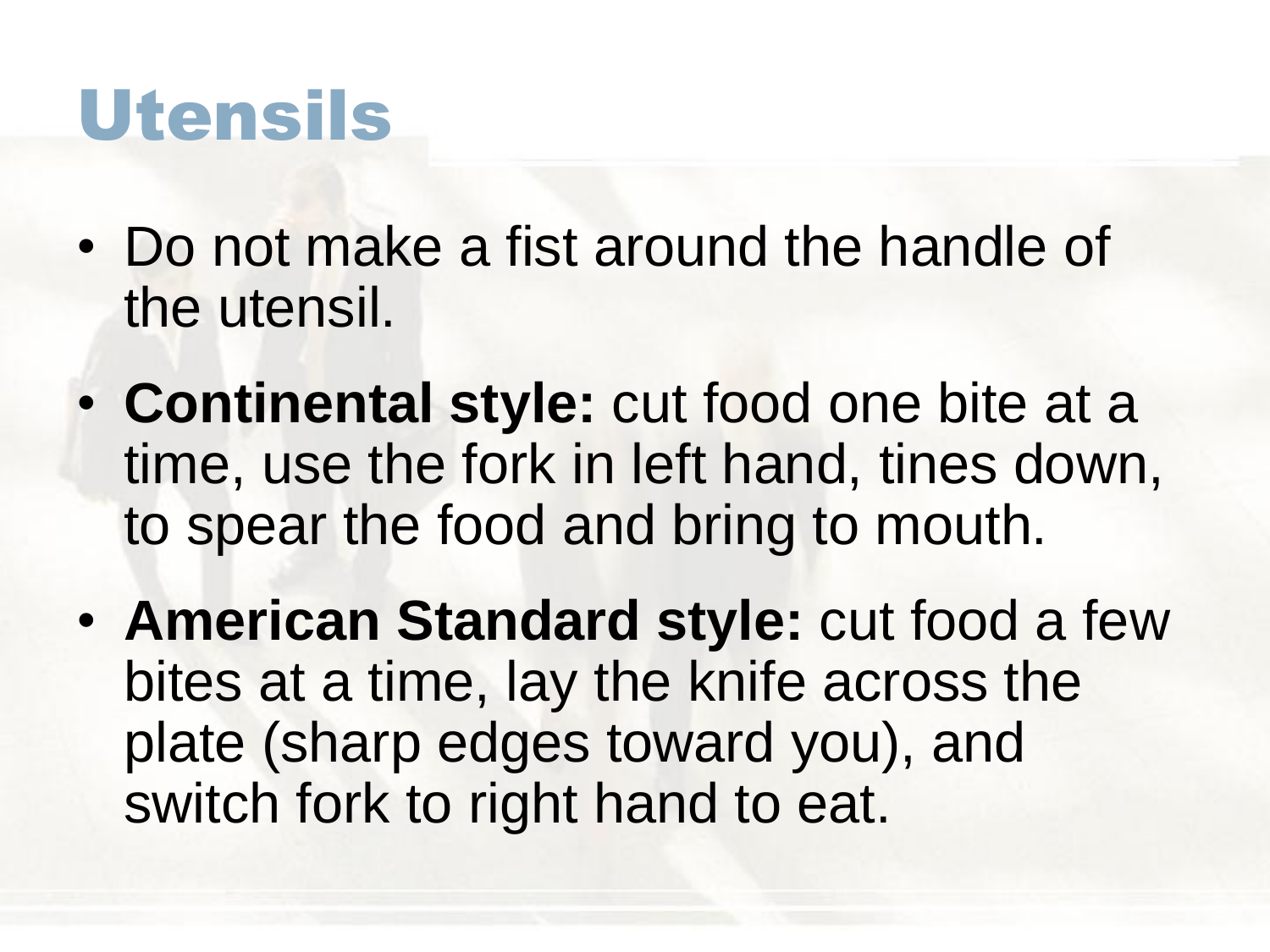# Utensils

- Do not make a fist around the handle of the utensil.
- **Continental style:** cut food one bite at a time, use the fork in left hand, tines down, to spear the food and bring to mouth.
- **American Standard style:** cut food a few bites at a time, lay the knife across the plate (sharp edges toward you), and switch fork to right hand to eat.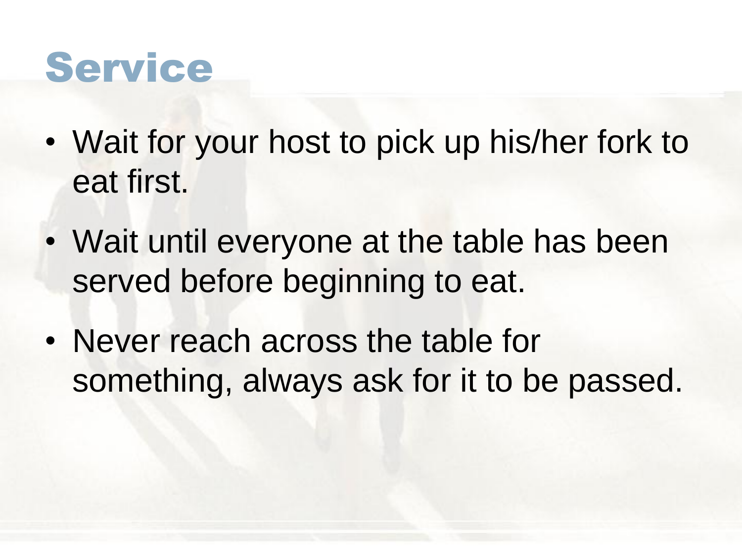# Service

- Wait for your host to pick up his/her fork to eat first.
- Wait until everyone at the table has been served before beginning to eat.
- Never reach across the table for something, always ask for it to be passed.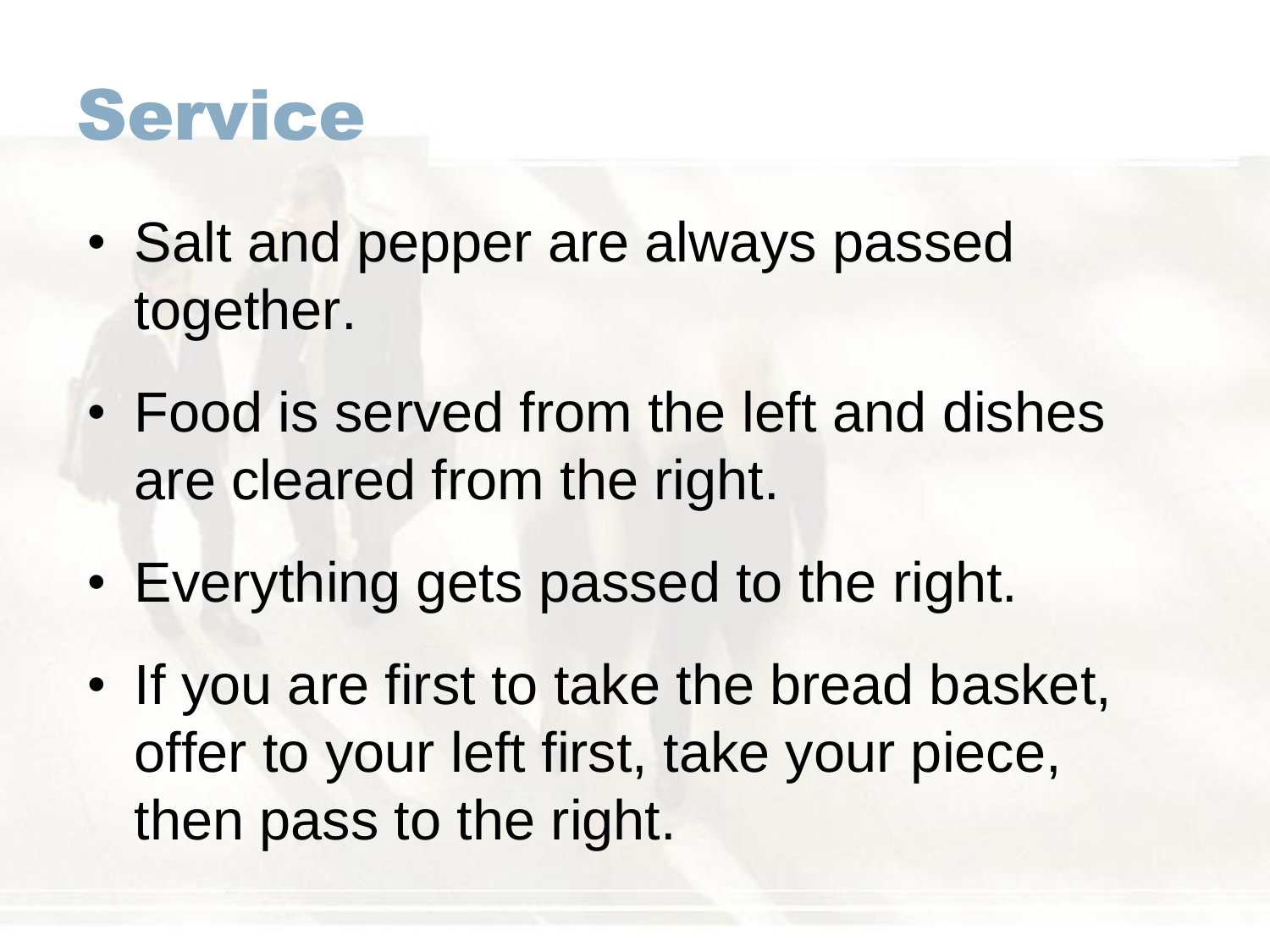# Service

- Salt and pepper are always passed together.
- Food is served from the left and dishes are cleared from the right.
- Everything gets passed to the right.
- If you are first to take the bread basket, offer to your left first, take your piece, then pass to the right.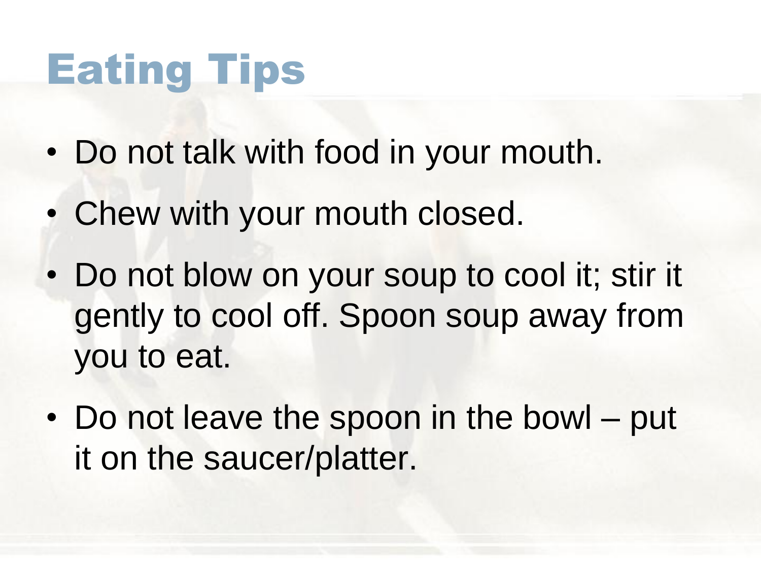# Eating Tips

- Do not talk with food in your mouth.
- Chew with your mouth closed.
- Do not blow on your soup to cool it; stir it gently to cool off. Spoon soup away from you to eat.
- Do not leave the spoon in the bowl – put it on the saucer/platter.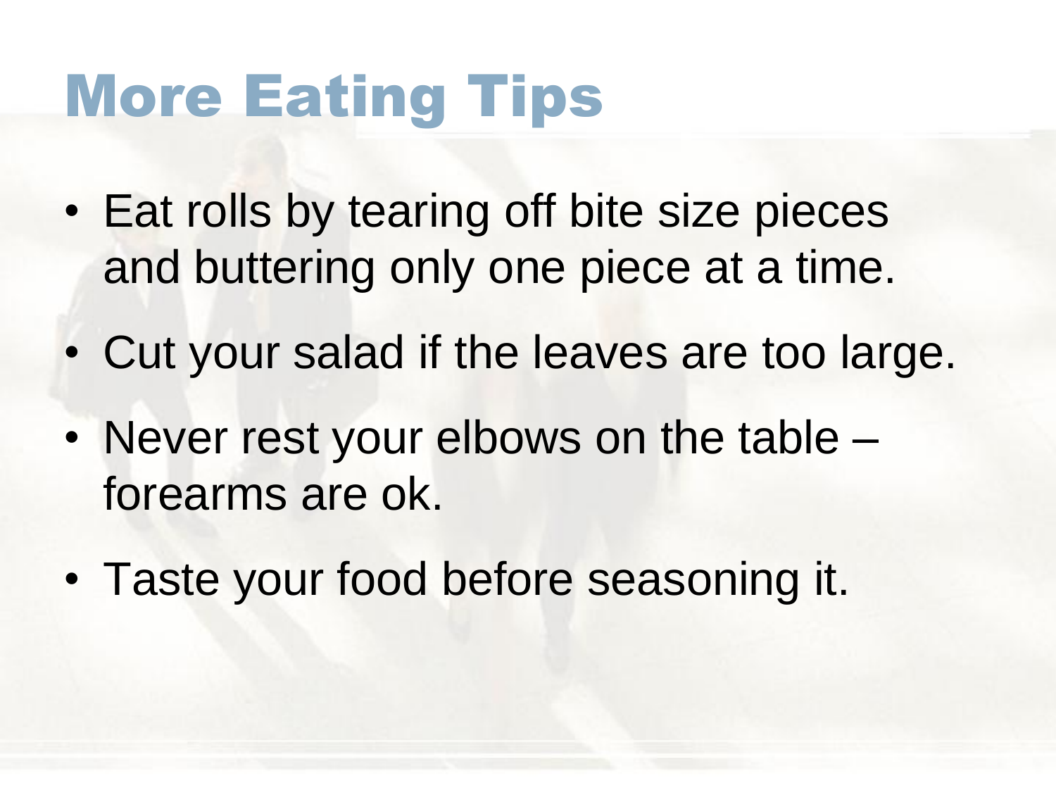# More Eating Tips

- Eat rolls by tearing off bite size pieces and buttering only one piece at a time.
- Cut your salad if the leaves are too large.
- Never rest your elbows on the table – forearms are ok.
- Taste your food before seasoning it.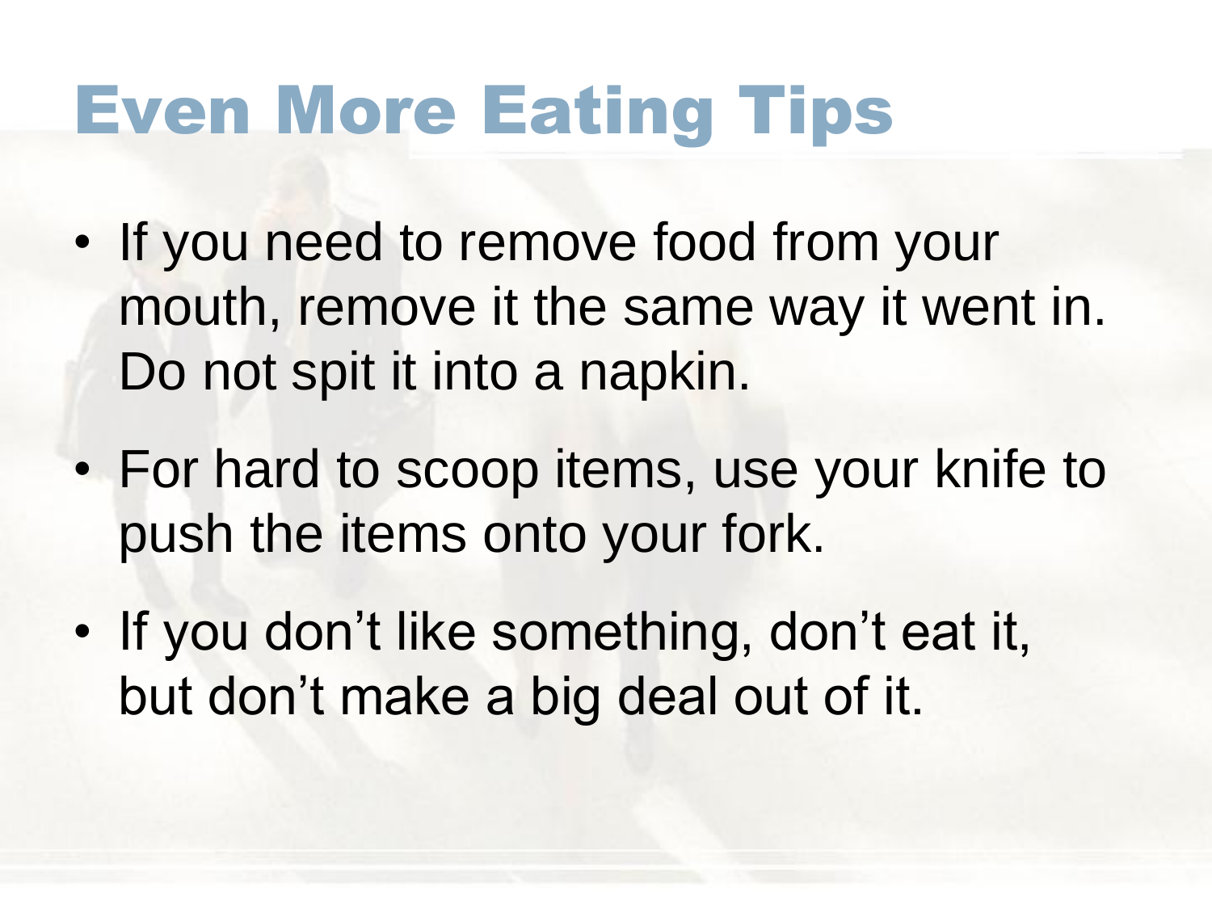# Even More Eating Tips

- If you need to remove food from your mouth, remove it the same way it went in. Do not spit it into a napkin.
- For hard to scoop items, use your knife to push the items onto your fork.
- If you don't like something, don't eat it, but don't make a big deal out of it.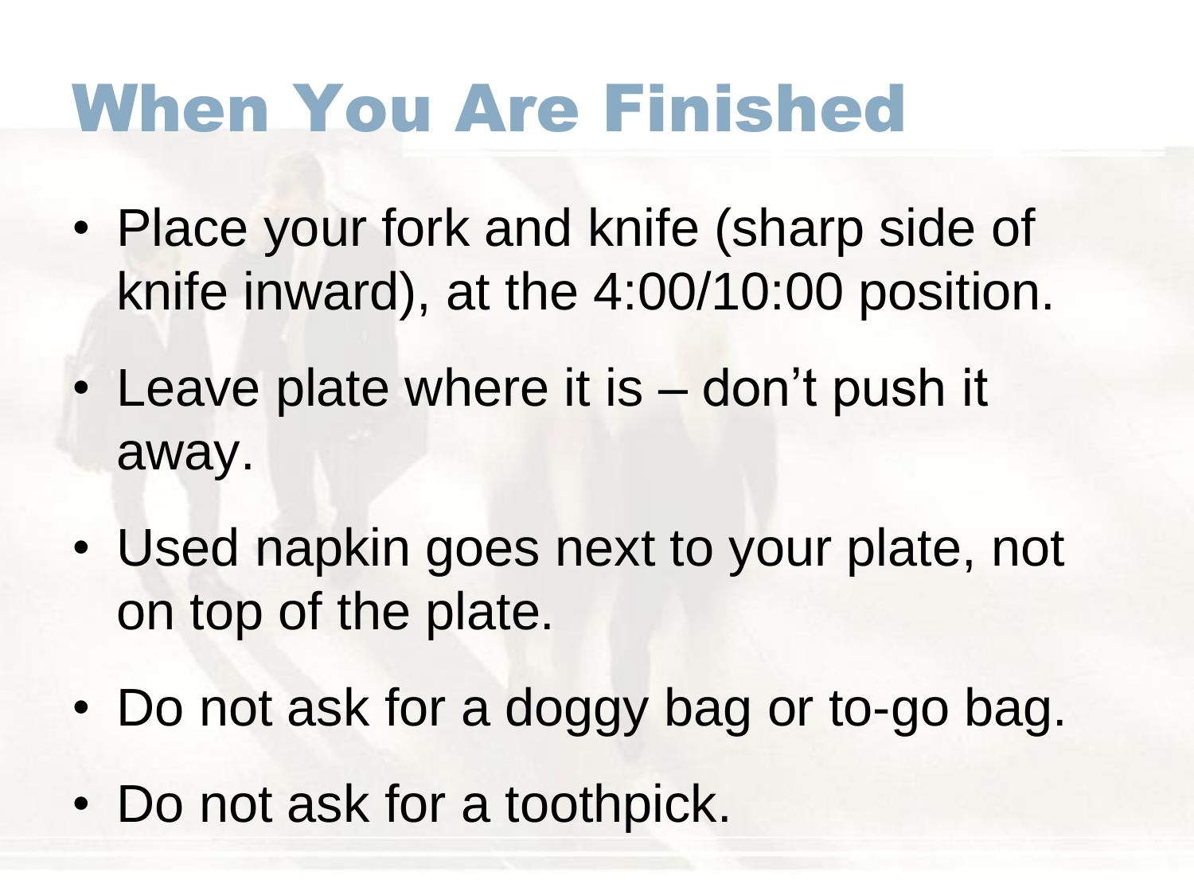# When You Are Finished

- Place your fork and knife (sharp side of knife inward), at the 4:00/10:00 position.
- Leave plate where it is – don't push it away.
- Used napkin goes next to your plate, not on top of the plate.
- Do not ask for a doggy bag or to-go bag.
- Do not ask for a toothpick.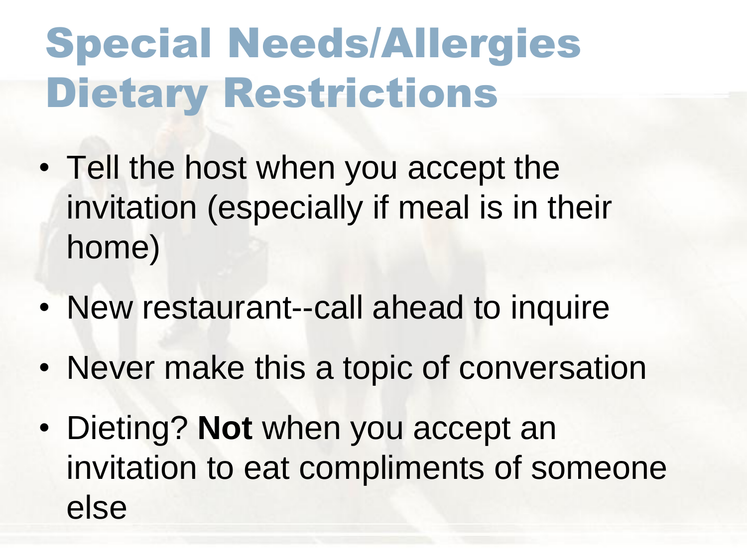# Special Needs/Allergies Dietary Restrictions

- Tell the host when you accept the invitation (especially if meal is in their home)
- New restaurant--call ahead to inquire
- Never make this a topic of conversation
- Dieting? **Not** when you accept an invitation to eat compliments of someone else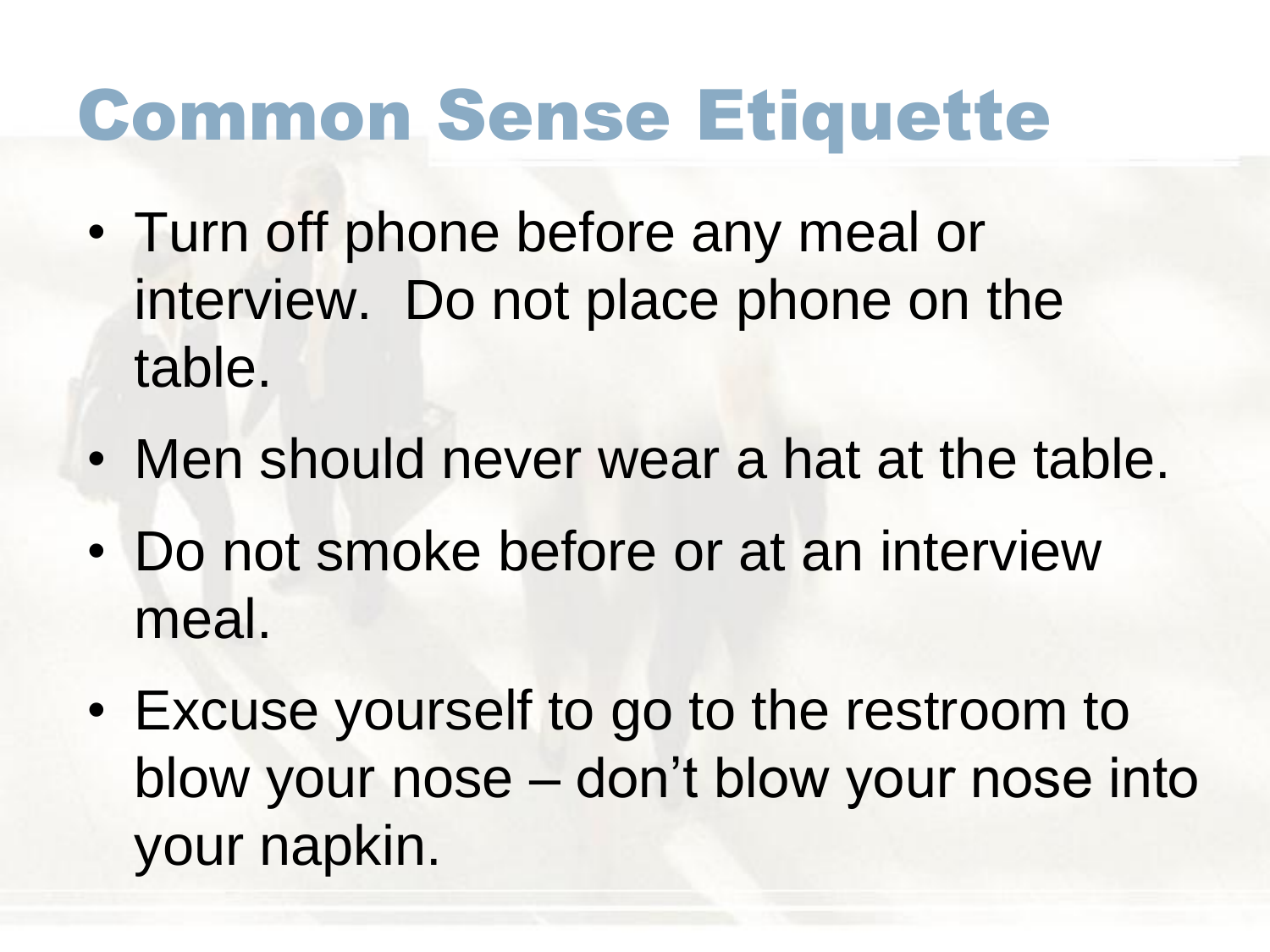# Common Sense Etiquette

- Turn off phone before any meal or interview.  Do not place phone on the table.
- Men should never wear a hat at the table.
- Do not smoke before or at an interview meal.
- Excuse yourself to go to the restroom to blow your nose – don't blow your nose into your napkin.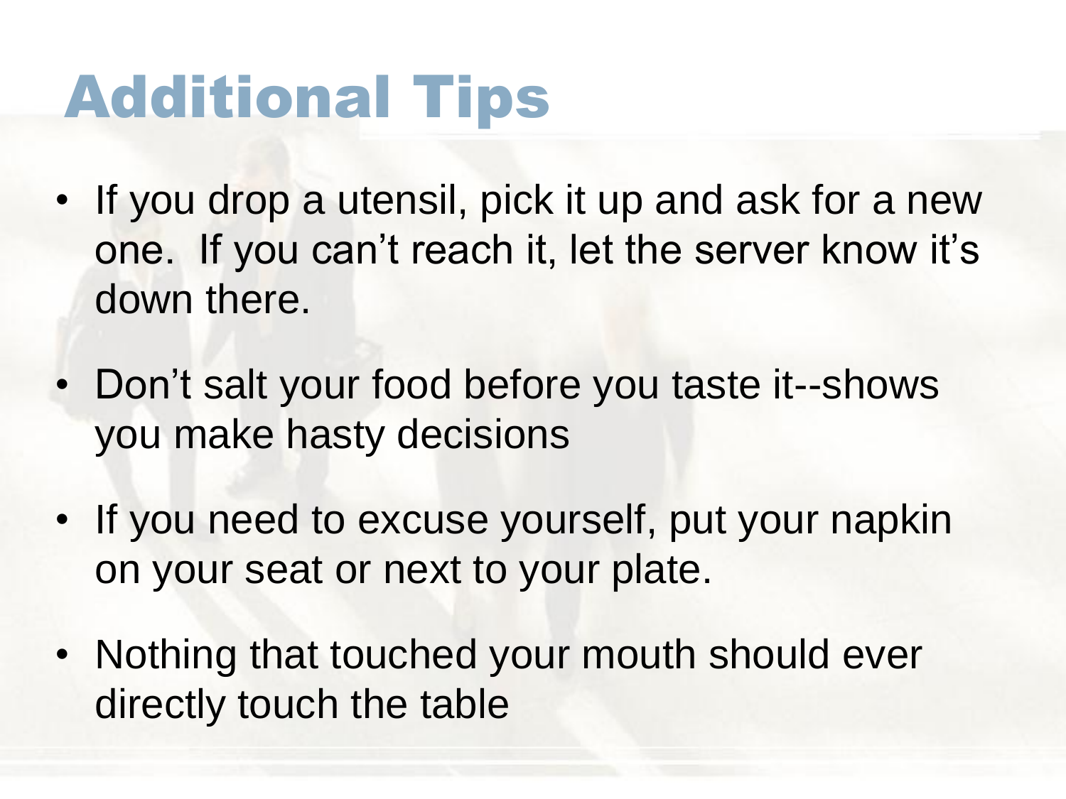# Additional Tips

- If you drop a utensil, pick it up and ask for a new one.  If you can't reach it, let the server know it's down there.
- Don't salt your food before you taste it--shows you make hasty decisions
- If you need to excuse yourself, put your napkin on your seat or next to your plate.
- Nothing that touched your mouth should ever directly touch the table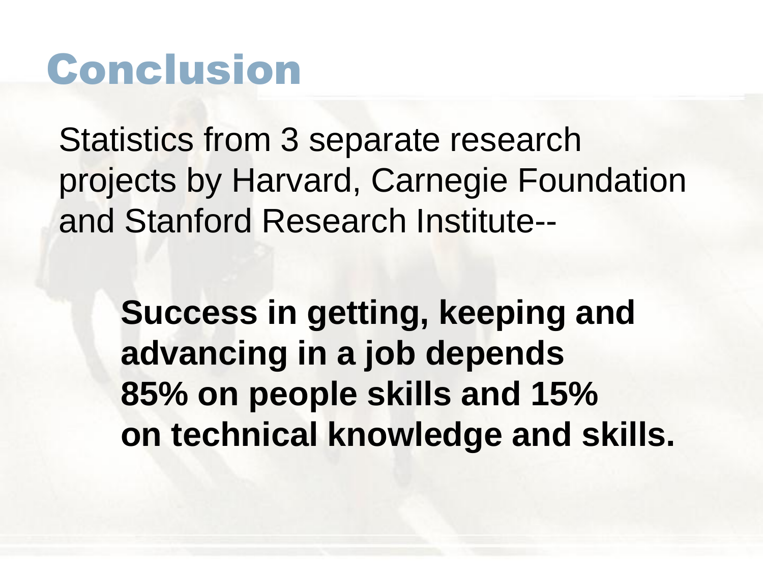# Conclusion

Statistics from 3 separate research projects by Harvard, Carnegie Foundation and Stanford Research Institute--

> **Success in getting, keeping and advancing in a job depends 85% on people skills and 15% on technical knowledge and skills.**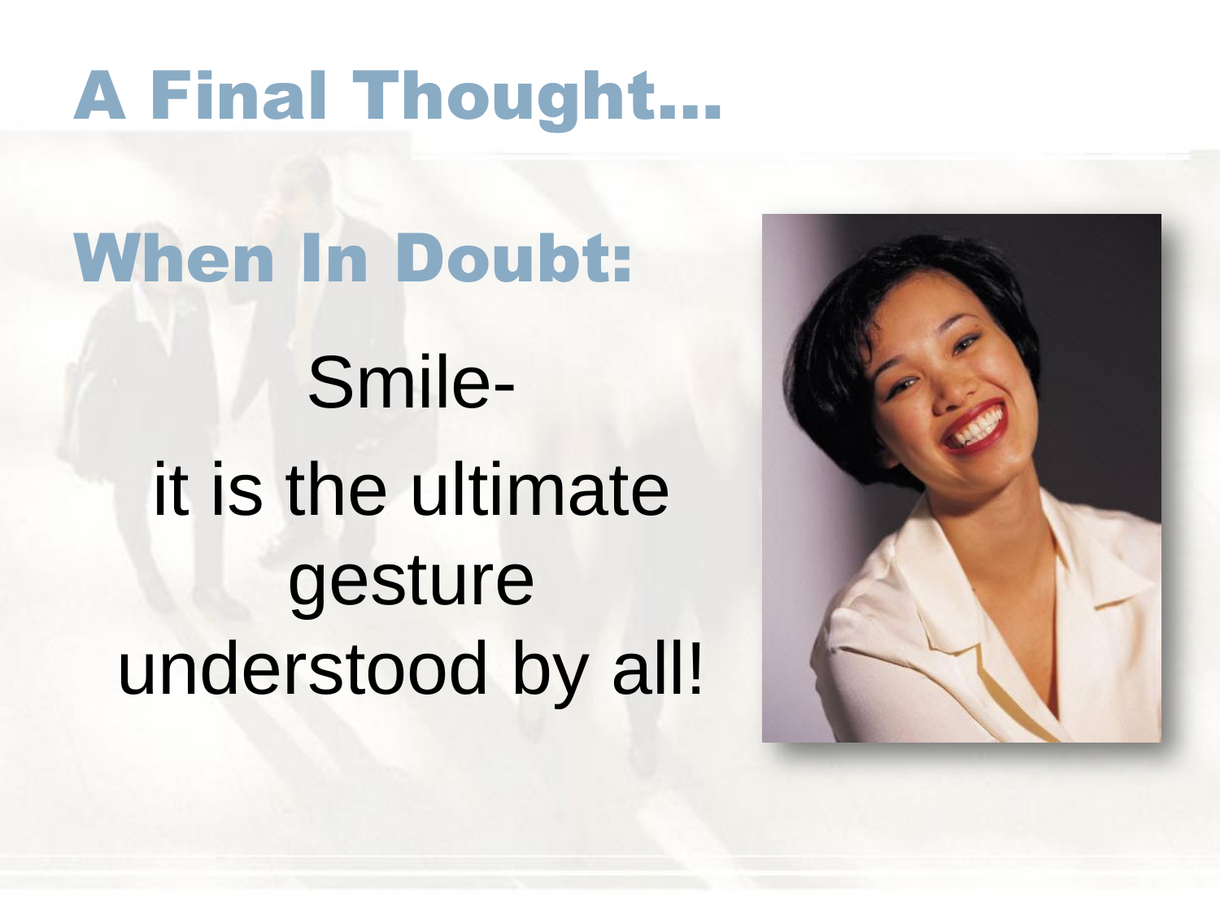# A Final Thought…

## When In Doubt:

Smile-

it is the ultimate gesture understood by all!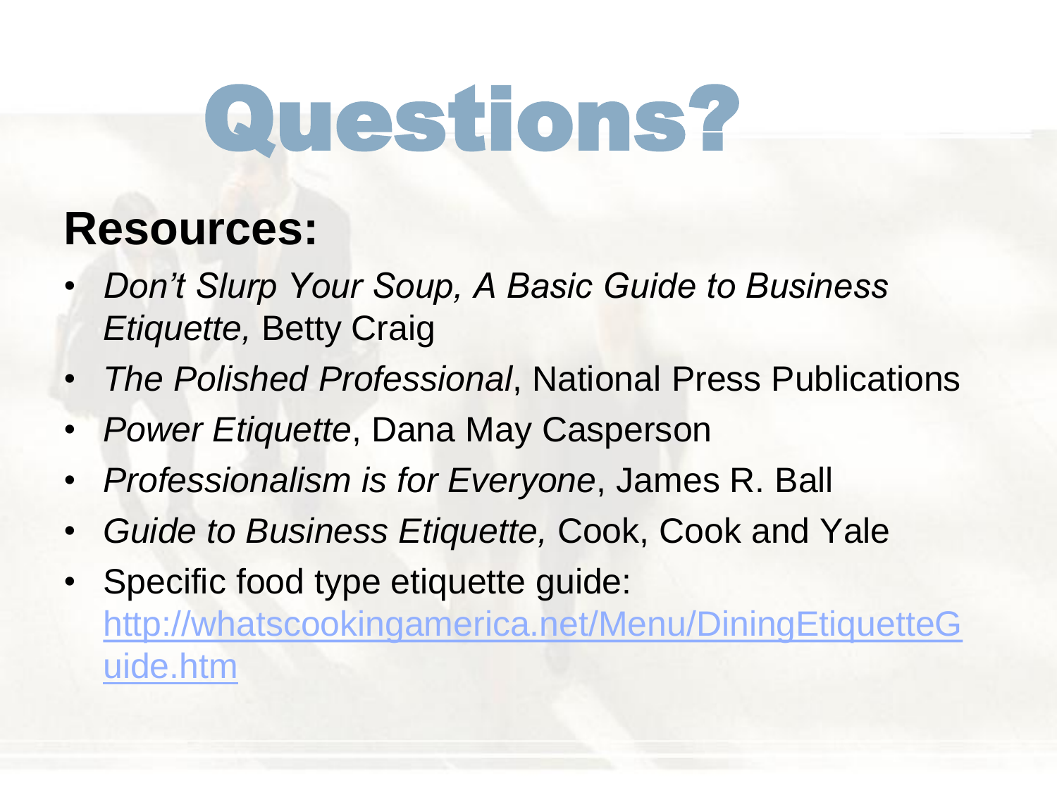# Questions?

## Resources:

- *Don't Slurp Your Soup, A Basic Guide to Business Etiquette,* Betty Craig
- *The Polished Professional*, National Press Publications
- *Power Etiquette*, Dana May Casperson
- *Professionalism is for Everyone*, James R. Ball
- *Guide to Business Etiquette,* Cook, Cook and Yale
- Specific food type etiquette guide: [http://whatscookingamerica.net/Menu/DiningEtiquetteGuide.htm](http://whatscookingamerica.net/Menu/DiningEtiquetteGuide.htm)